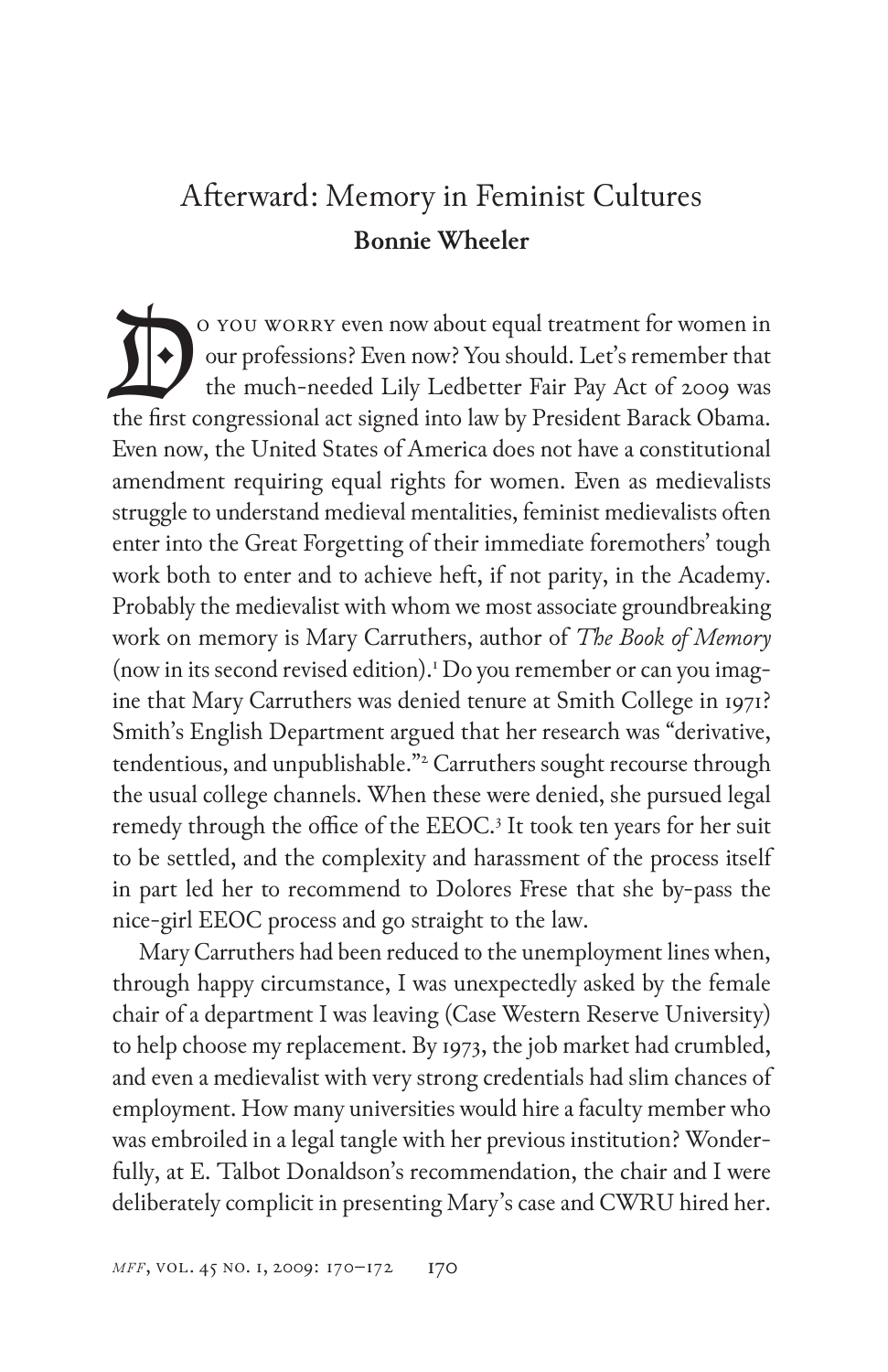# Afterward: Memory in Feminist Cultures

**Bonnie Wheeler**

Do you worry even now about equal treatment for women in our professions? Even now? You should. Let's remember that the much-needed Lily Ledbetter Fair Pay Act of 2009 was the first congressional act signed into law by President Barack Obama. Even now, the United States of America does not have a constitutional amendment requiring equal rights for women. Even as medievalists struggle to understand medieval mentalities, feminist medievalists often enter into the Great Forgetting of their immediate foremothers' tough work both to enter and to achieve heft, if not parity, in the Academy. Probably the medievalist with whom we most associate groundbreaking work on memory is Mary Carruthers, author of *The Book of Memory* (now in its second revised edition).[1] Do you remember or can you imagine that Mary Carruthers was denied tenure at Smith College in 1971? Smith's English Department argued that her research was "derivative, tendentious, and unpublishable."[2] Carruthers sought recourse through the usual college channels. When these were denied, she pursued legal remedy through the office of the EEOC.[3] It took ten years for her suit to be settled, and the complexity and harassment of the process itself in part led her to recommend to Dolores Frese that she by-pass the nice-girl EEOC process and go straight to the law.

Mary Carruthers had been reduced to the unemployment lines when, through happy circumstance, I was unexpectedly asked by the female chair of a department I was leaving (Case Western Reserve University) to help choose my replacement. By 1973, the job market had crumbled, and even a medievalist with very strong credentials had slim chances of employment. How many universities would hire a faculty member who was embroiled in a legal tangle with her previous institution? Wonderfully, at E. Talbot Donaldson's recommendation, the chair and I were deliberately complicit in presenting Mary's case and CWRU hired her.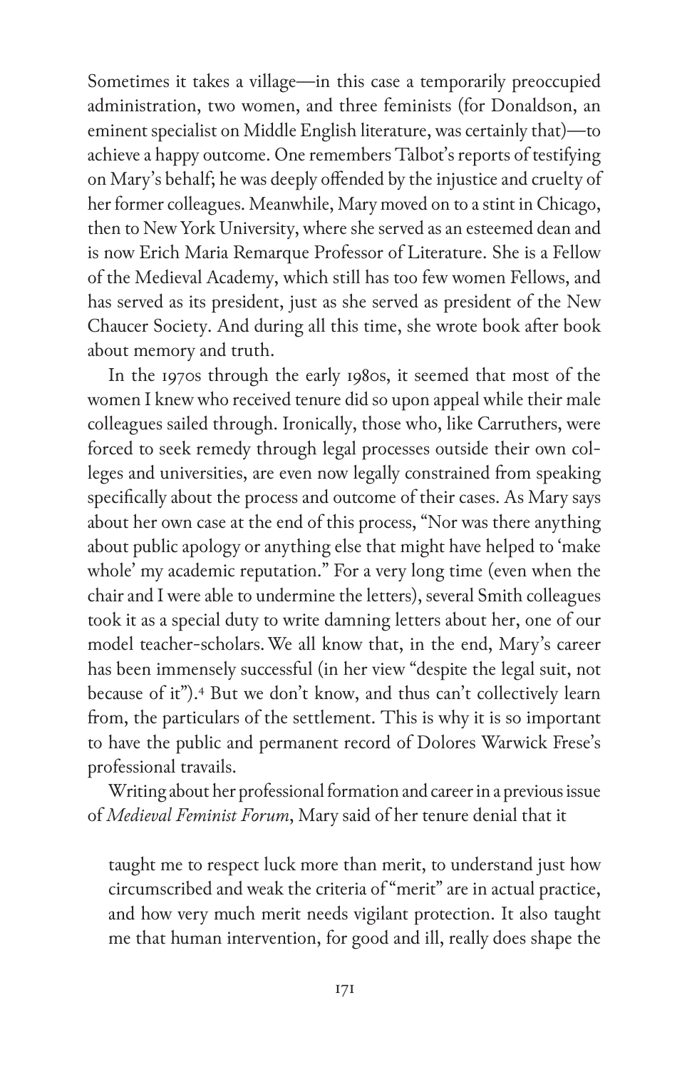Sometimes it takes a village—in this case a temporarily preoccupied administration, two women, and three feminists (for Donaldson, an eminent specialist on Middle English literature, was certainly that)—to achieve a happy outcome. One remembers Talbot's reports of testifying on Mary's behalf; he was deeply offended by the injustice and cruelty of her former colleagues. Meanwhile, Mary moved on to a stint in Chicago, then to New York University, where she served as an esteemed dean and is now Erich Maria Remarque Professor of Literature. She is a Fellow of the Medieval Academy, which still has too few women Fellows, and has served as its president, just as she served as president of the New Chaucer Society. And during all this time, she wrote book after book about memory and truth.

In the 1970s through the early 1980s, it seemed that most of the women I knew who received tenure did so upon appeal while their male colleagues sailed through. Ironically, those who, like Carruthers, were forced to seek remedy through legal processes outside their own colleges and universities, are even now legally constrained from speaking specifically about the process and outcome of their cases. As Mary says about her own case at the end of this process, "Nor was there anything about public apology or anything else that might have helped to 'make whole' my academic reputation." For a very long time (even when the chair and I were able to undermine the letters), several Smith colleagues took it as a special duty to write damning letters about her, one of our model teacher-scholars. We all know that, in the end, Mary's career has been immensely successful (in her view "despite the legal suit, not because of it").[4] But we don't know, and thus can't collectively learn from, the particulars of the settlement. This is why it is so important to have the public and permanent record of Dolores Warwick Frese's professional travails.

Writing about her professional formation and career in a previous issue of *Medieval Feminist Forum*, Mary said of her tenure denial that it

> taught me to respect luck more than merit, to understand just how circumscribed and weak the criteria of "merit" are in actual practice, and how very much merit needs vigilant protection. It also taught me that human intervention, for good and ill, really does shape the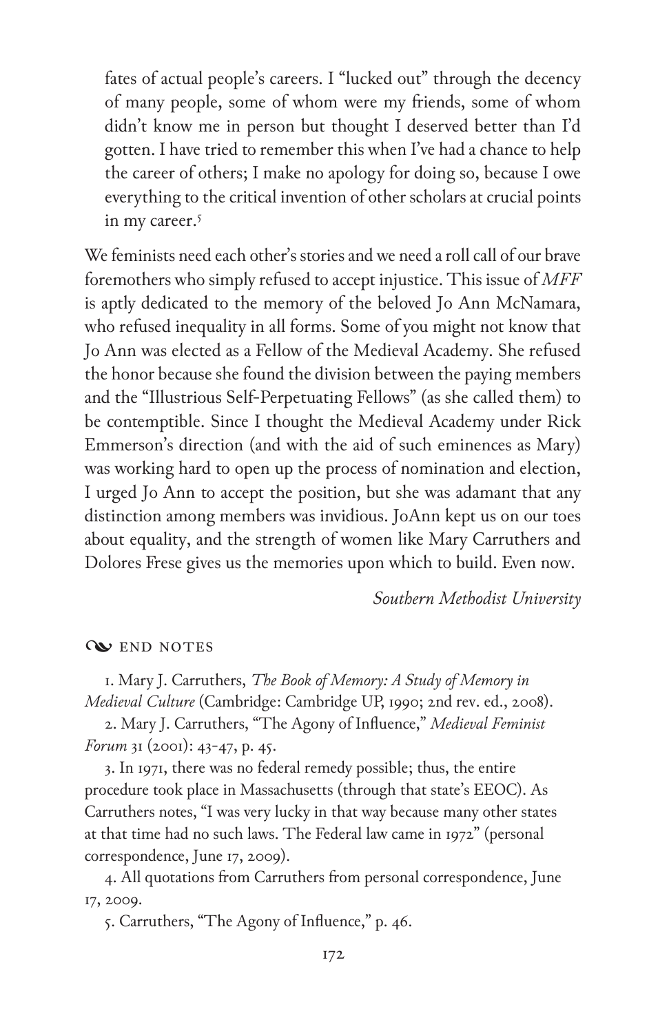> fates of actual people's careers. I "lucked out" through the decency of many people, some of whom were my friends, some of whom didn't know me in person but thought I deserved better than I'd gotten. I have tried to remember this when I've had a chance to help the career of others; I make no apology for doing so, because I owe everything to the critical invention of other scholars at crucial points in my career.[5]

We feminists need each other's stories and we need a roll call of our brave foremothers who simply refused to accept injustice. This issue of *MFF* is aptly dedicated to the memory of the beloved Jo Ann McNamara, who refused inequality in all forms. Some of you might not know that Jo Ann was elected as a Fellow of the Medieval Academy. She refused the honor because she found the division between the paying members and the "Illustrious Self-Perpetuating Fellows" (as she called them) to be contemptible. Since I thought the Medieval Academy under Rick Emmerson's direction (and with the aid of such eminences as Mary) was working hard to open up the process of nomination and election, I urged Jo Ann to accept the position, but she was adamant that any distinction among members was invidious. JoAnn kept us on our toes about equality, and the strength of women like Mary Carruthers and Dolores Frese gives us the memories upon which to build. Even now.

*Southern Methodist University*

## END NOTES

1. Mary J. Carruthers, *The Book of Memory: A Study of Memory in Medieval Culture* (Cambridge: Cambridge UP, 1990; 2nd rev. ed., 2008).
2. Mary J. Carruthers, "The Agony of Influence," *Medieval Feminist Forum* 31 (2001): 43-47, p. 45.
3. In 1971, there was no federal remedy possible; thus, the entire procedure took place in Massachusetts (through that state's EEOC). As Carruthers notes, "I was very lucky in that way because many other states at that time had no such laws. The Federal law came in 1972" (personal correspondence, June 17, 2009).
4. All quotations from Carruthers from personal correspondence, June 17, 2009.
5. Carruthers, "The Agony of Influence," p. 46.